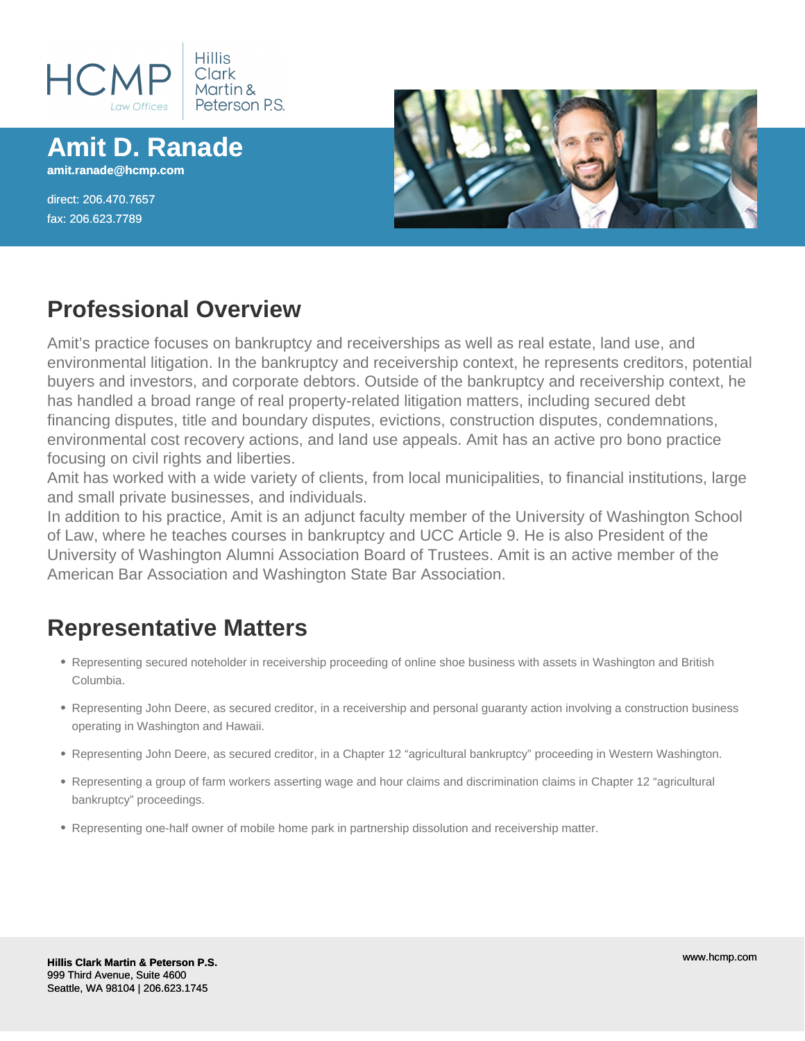HCMP Law Offices | Hillis Clark Martin & Peterson P.S.

# Amit D. Ranade

**amit.ranade@hcmp.com**

direct: 206.470.7657
fax: 206.623.7789

## Professional Overview

Amit's practice focuses on bankruptcy and receiverships as well as real estate, land use, and environmental litigation. In the bankruptcy and receivership context, he represents creditors, potential buyers and investors, and corporate debtors. Outside of the bankruptcy and receivership context, he has handled a broad range of real property-related litigation matters, including secured debt financing disputes, title and boundary disputes, evictions, construction disputes, condemnations, environmental cost recovery actions, and land use appeals. Amit has an active pro bono practice focusing on civil rights and liberties.

Amit has worked with a wide variety of clients, from local municipalities, to financial institutions, large and small private businesses, and individuals.

In addition to his practice, Amit is an adjunct faculty member of the University of Washington School of Law, where he teaches courses in bankruptcy and UCC Article 9. He is also President of the University of Washington Alumni Association Board of Trustees. Amit is an active member of the American Bar Association and Washington State Bar Association.

## Representative Matters

- Representing secured noteholder in receivership proceeding of online shoe business with assets in Washington and British Columbia.
- Representing John Deere, as secured creditor, in a receivership and personal guaranty action involving a construction business operating in Washington and Hawaii.
- Representing John Deere, as secured creditor, in a Chapter 12 "agricultural bankruptcy" proceeding in Western Washington.
- Representing a group of farm workers asserting wage and hour claims and discrimination claims in Chapter 12 "agricultural bankruptcy" proceedings.
- Representing one-half owner of mobile home park in partnership dissolution and receivership matter.

**Hillis Clark Martin & Peterson P.S.**
999 Third Avenue, Suite 4600
Seattle, WA 98104 | 206.623.1745

www.hcmp.com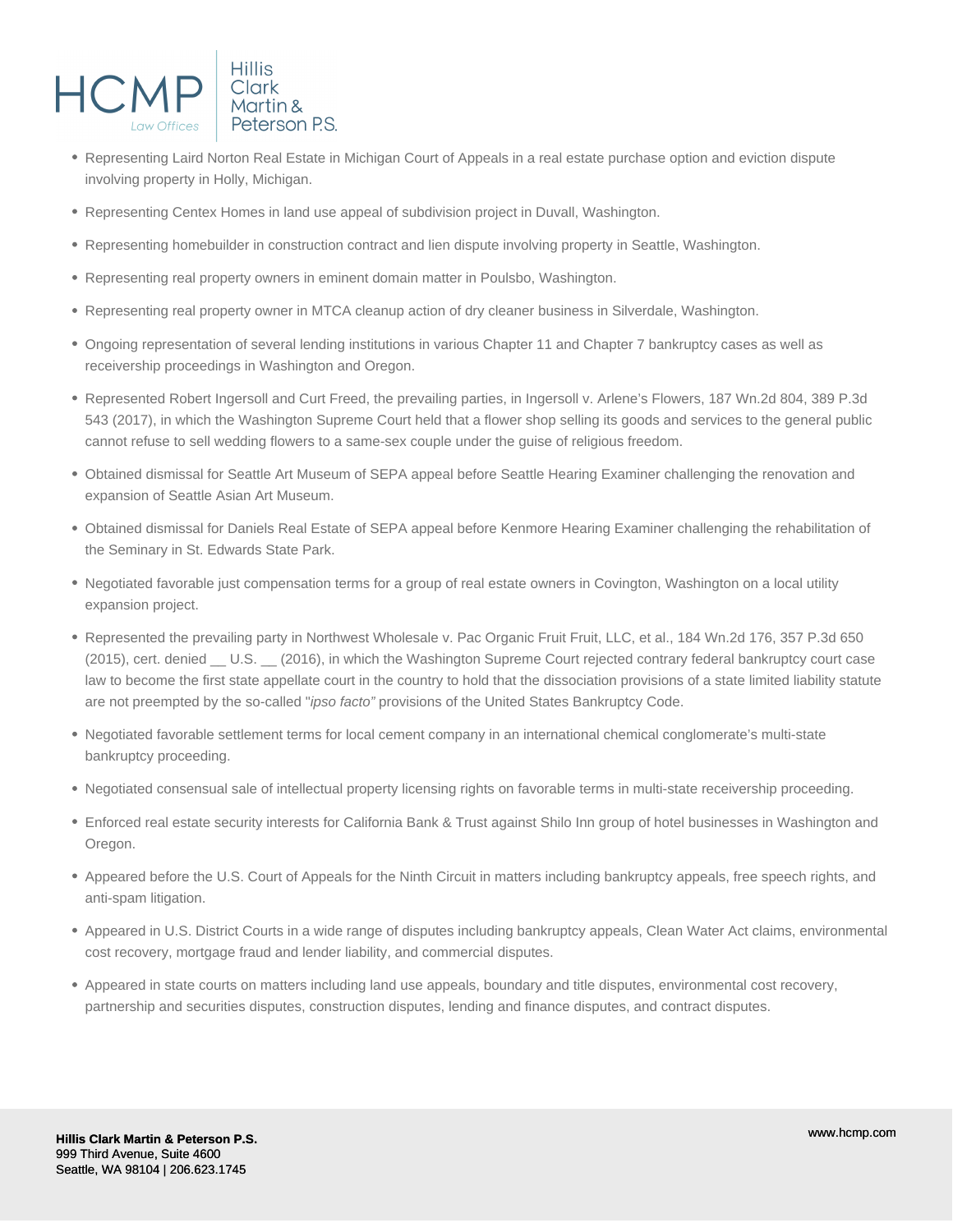- Representing Laird Norton Real Estate in Michigan Court of Appeals in a real estate purchase option and eviction dispute involving property in Holly, Michigan.
- Representing Centex Homes in land use appeal of subdivision project in Duvall, Washington.
- Representing homebuilder in construction contract and lien dispute involving property in Seattle, Washington.
- Representing real property owners in eminent domain matter in Poulsbo, Washington.
- Representing real property owner in MTCA cleanup action of dry cleaner business in Silverdale, Washington.
- Ongoing representation of several lending institutions in various Chapter 11 and Chapter 7 bankruptcy cases as well as receivership proceedings in Washington and Oregon.
- Represented Robert Ingersoll and Curt Freed, the prevailing parties, in Ingersoll v. Arlene's Flowers, 187 Wn.2d 804, 389 P.3d 543 (2017), in which the Washington Supreme Court held that a flower shop selling its goods and services to the general public cannot refuse to sell wedding flowers to a same-sex couple under the guise of religious freedom.
- Obtained dismissal for Seattle Art Museum of SEPA appeal before Seattle Hearing Examiner challenging the renovation and expansion of Seattle Asian Art Museum.
- Obtained dismissal for Daniels Real Estate of SEPA appeal before Kenmore Hearing Examiner challenging the rehabilitation of the Seminary in St. Edwards State Park.
- Negotiated favorable just compensation terms for a group of real estate owners in Covington, Washington on a local utility expansion project.
- Represented the prevailing party in Northwest Wholesale v. Pac Organic Fruit Fruit, LLC, et al., 184 Wn.2d 176, 357 P.3d 650 (2015), cert. denied __ U.S. __ (2016), in which the Washington Supreme Court rejected contrary federal bankruptcy court case law to become the first state appellate court in the country to hold that the dissociation provisions of a state limited liability statute are not preempted by the so-called "*ipso facto"* provisions of the United States Bankruptcy Code.
- Negotiated favorable settlement terms for local cement company in an international chemical conglomerate's multi-state bankruptcy proceeding.
- Negotiated consensual sale of intellectual property licensing rights on favorable terms in multi-state receivership proceeding.
- Enforced real estate security interests for California Bank & Trust against Shilo Inn group of hotel businesses in Washington and Oregon.
- Appeared before the U.S. Court of Appeals for the Ninth Circuit in matters including bankruptcy appeals, free speech rights, and anti-spam litigation.
- Appeared in U.S. District Courts in a wide range of disputes including bankruptcy appeals, Clean Water Act claims, environmental cost recovery, mortgage fraud and lender liability, and commercial disputes.
- Appeared in state courts on matters including land use appeals, boundary and title disputes, environmental cost recovery, partnership and securities disputes, construction disputes, lending and finance disputes, and contract disputes.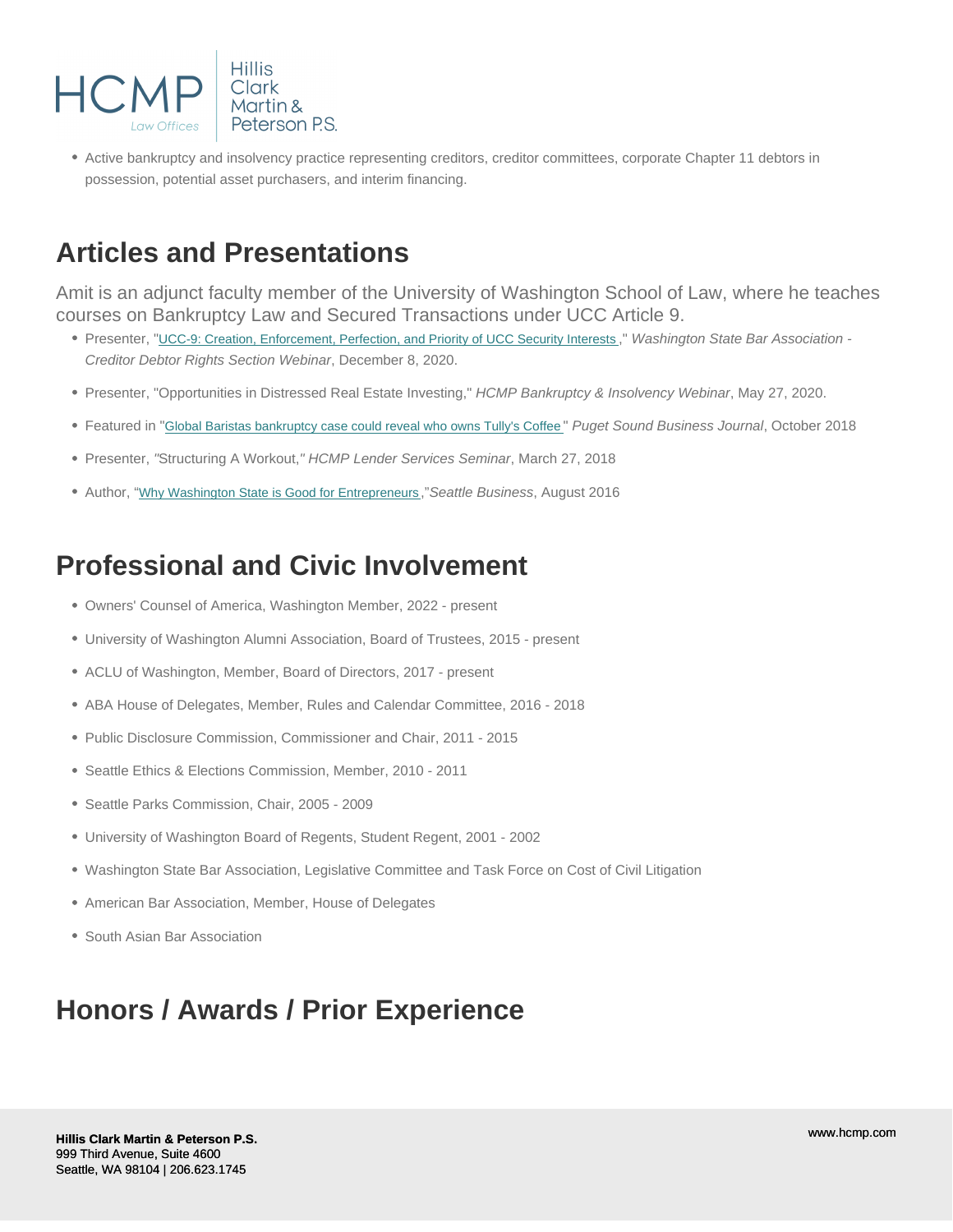- Active bankruptcy and insolvency practice representing creditors, creditor committees, corporate Chapter 11 debtors in possession, potential asset purchasers, and interim financing.

## Articles and Presentations

Amit is an adjunct faculty member of the University of Washington School of Law, where he teaches courses on Bankruptcy Law and Secured Transactions under UCC Article 9.

- Presenter, "UCC-9: Creation, Enforcement, Perfection, and Priority of UCC Security Interests ," *Washington State Bar Association - Creditor Debtor Rights Section Webinar*, December 8, 2020.
- Presenter, "Opportunities in Distressed Real Estate Investing," *HCMP Bankruptcy & Insolvency Webinar*, May 27, 2020.
- Featured in "Global Baristas bankruptcy case could reveal who owns Tully's Coffee " *Puget Sound Business Journal*, October 2018
- Presenter, "Structuring A Workout," *HCMP Lender Services Seminar*, March 27, 2018
- Author, "Why Washington State is Good for Entrepreneurs ," *Seattle Business*, August 2016

## Professional and Civic Involvement

- Owners' Counsel of America, Washington Member, 2022 - present
- University of Washington Alumni Association, Board of Trustees, 2015 - present
- ACLU of Washington, Member, Board of Directors, 2017 - present
- ABA House of Delegates, Member, Rules and Calendar Committee, 2016 - 2018
- Public Disclosure Commission, Commissioner and Chair, 2011 - 2015
- Seattle Ethics & Elections Commission, Member, 2010 - 2011
- Seattle Parks Commission, Chair, 2005 - 2009
- University of Washington Board of Regents, Student Regent, 2001 - 2002
- Washington State Bar Association, Legislative Committee and Task Force on Cost of Civil Litigation
- American Bar Association, Member, House of Delegates
- South Asian Bar Association

## Honors / Awards / Prior Experience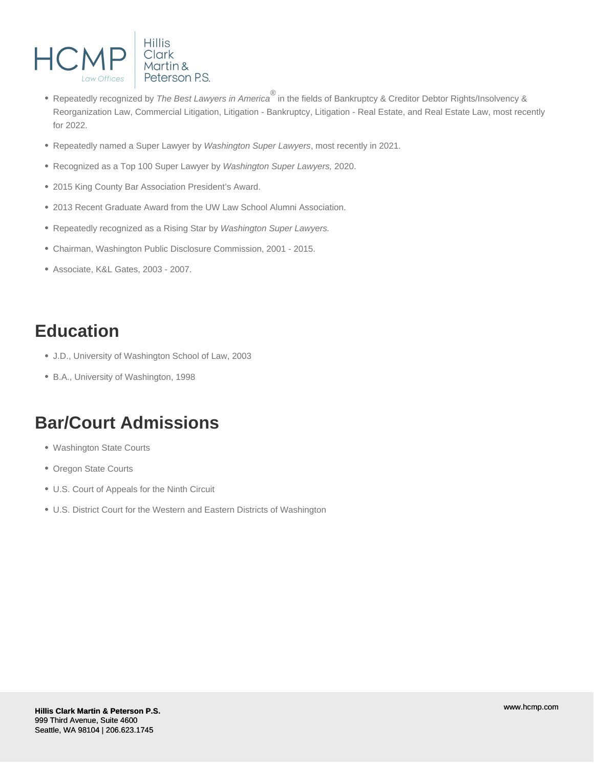- Repeatedly recognized by *The Best Lawyers in America®* in the fields of Bankruptcy & Creditor Debtor Rights/Insolvency & Reorganization Law, Commercial Litigation, Litigation - Bankruptcy, Litigation - Real Estate, and Real Estate Law, most recently for 2022.
- Repeatedly named a Super Lawyer by *Washington Super Lawyers*, most recently in 2021.
- Recognized as a Top 100 Super Lawyer by *Washington Super Lawyers,* 2020.
- 2015 King County Bar Association President's Award.
- 2013 Recent Graduate Award from the UW Law School Alumni Association.
- Repeatedly recognized as a Rising Star by *Washington Super Lawyers.*
- Chairman, Washington Public Disclosure Commission, 2001 - 2015.
- Associate, K&L Gates, 2003 - 2007.

## Education

- J.D., University of Washington School of Law, 2003
- B.A., University of Washington, 1998

## Bar/Court Admissions

- Washington State Courts
- Oregon State Courts
- U.S. Court of Appeals for the Ninth Circuit
- U.S. District Court for the Western and Eastern Districts of Washington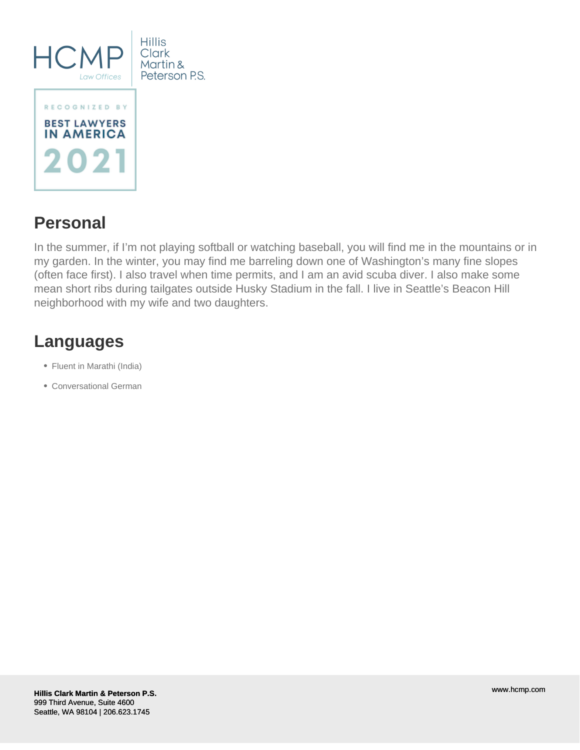## Personal

In the summer, if I'm not playing softball or watching baseball, you will find me in the mountains or in my garden. In the winter, you may find me barreling down one of Washington's many fine slopes (often face first). I also travel when time permits, and I am an avid scuba diver. I also make some mean short ribs during tailgates outside Husky Stadium in the fall. I live in Seattle's Beacon Hill neighborhood with my wife and two daughters.

## Languages

- Fluent in Marathi (India)
- Conversational German